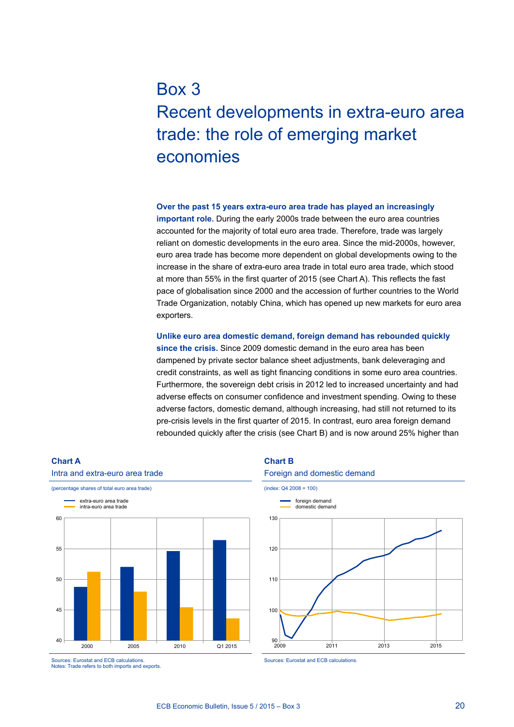# Box 3
# Recent developments in extra-euro area trade: the role of emerging market economies

**Over the past 15 years extra-euro area trade has played an increasingly important role.** During the early 2000s trade between the euro area countries accounted for the majority of total euro area trade. Therefore, trade was largely reliant on domestic developments in the euro area. Since the mid-2000s, however, euro area trade has become more dependent on global developments owing to the increase in the share of extra-euro area trade in total euro area trade, which stood at more than 55% in the first quarter of 2015 (see Chart A). This reflects the fast pace of globalisation since 2000 and the accession of further countries to the World Trade Organization, notably China, which has opened up new markets for euro area exporters.

**Unlike euro area domestic demand, foreign demand has rebounded quickly since the crisis.** Since 2009 domestic demand in the euro area has been dampened by private sector balance sheet adjustments, bank deleveraging and credit constraints, as well as tight financing conditions in some euro area countries. Furthermore, the sovereign debt crisis in 2012 led to increased uncertainty and had adverse effects on consumer confidence and investment spending. Owing to these adverse factors, domestic demand, although increasing, had still not returned to its pre-crisis levels in the first quarter of 2015. In contrast, euro area foreign demand rebounded quickly after the crisis (see Chart B) and is now around 25% higher than

**Chart A**
Intra and extra-euro area trade

(percentage shares of total euro area trade)

- extra-euro area trade
- intra-euro area trade

Sources: Eurostat and ECB calculations.
Notes: Trade refers to both imports and exports.

**Chart B**
Foreign and domestic demand

(index: Q4 2008 = 100)

- foreign demand
- domestic demand

Sources: Eurostat and ECB calculations.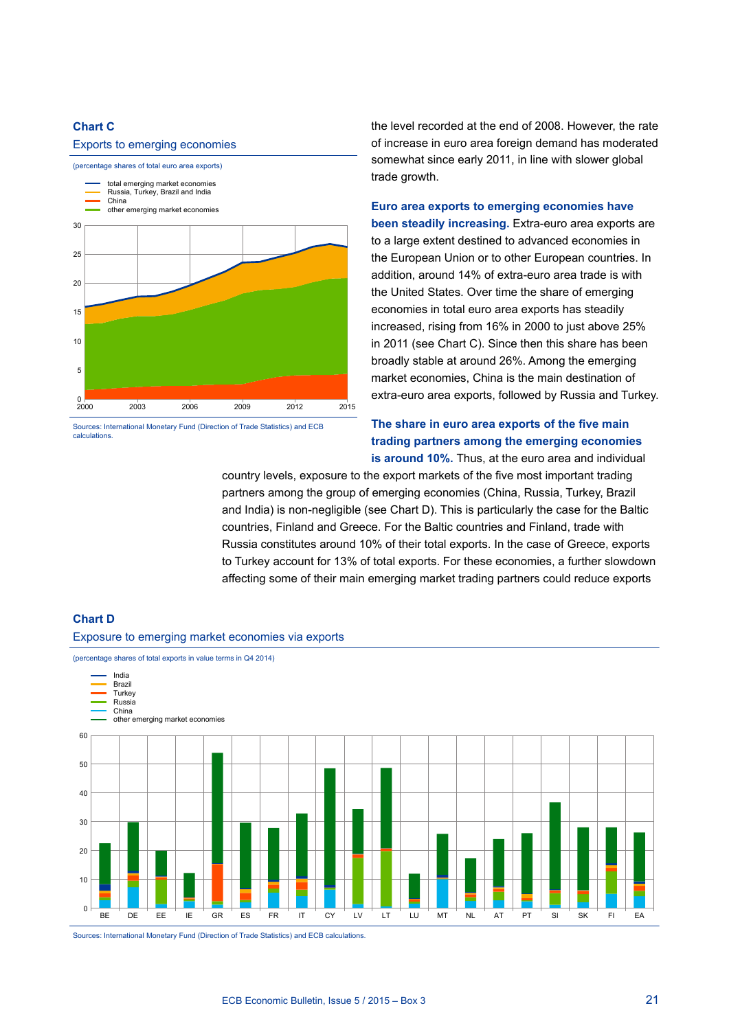**Chart C**
Exports to emerging economies

(percentage shares of total euro area exports)

- total emerging market economies
- Russia, Turkey, Brazil and India
- China
- other emerging market economies

Sources: International Monetary Fund (Direction of Trade Statistics) and ECB calculations.

the level recorded at the end of 2008. However, the rate of increase in euro area foreign demand has moderated somewhat since early 2011, in line with slower global trade growth.

**Euro area exports to emerging economies have been steadily increasing.** Extra-euro area exports are to a large extent destined to advanced economies in the European Union or to other European countries. In addition, around 14% of extra-euro area trade is with the United States. Over time the share of emerging economies in total euro area exports has steadily increased, rising from 16% in 2000 to just above 25% in 2011 (see Chart C). Since then this share has been broadly stable at around 26%. Among the emerging market economies, China is the main destination of extra-euro area exports, followed by Russia and Turkey.

**The share in euro area exports of the five main trading partners among the emerging economies is around 10%.** Thus, at the euro area and individual country levels, exposure to the export markets of the five most important trading partners among the group of emerging economies (China, Russia, Turkey, Brazil and India) is non-negligible (see Chart D). This is particularly the case for the Baltic countries, Finland and Greece. For the Baltic countries and Finland, trade with Russia constitutes around 10% of their total exports. In the case of Greece, exports to Turkey account for 13% of total exports. For these economies, a further slowdown affecting some of their main emerging market trading partners could reduce exports

**Chart D**
Exposure to emerging market economies via exports

(percentage shares of total exports in value terms in Q4 2014)

- India
- Brazil
- Turkey
- Russia
- China
- other emerging market economies

Sources: International Monetary Fund (Direction of Trade Statistics) and ECB calculations.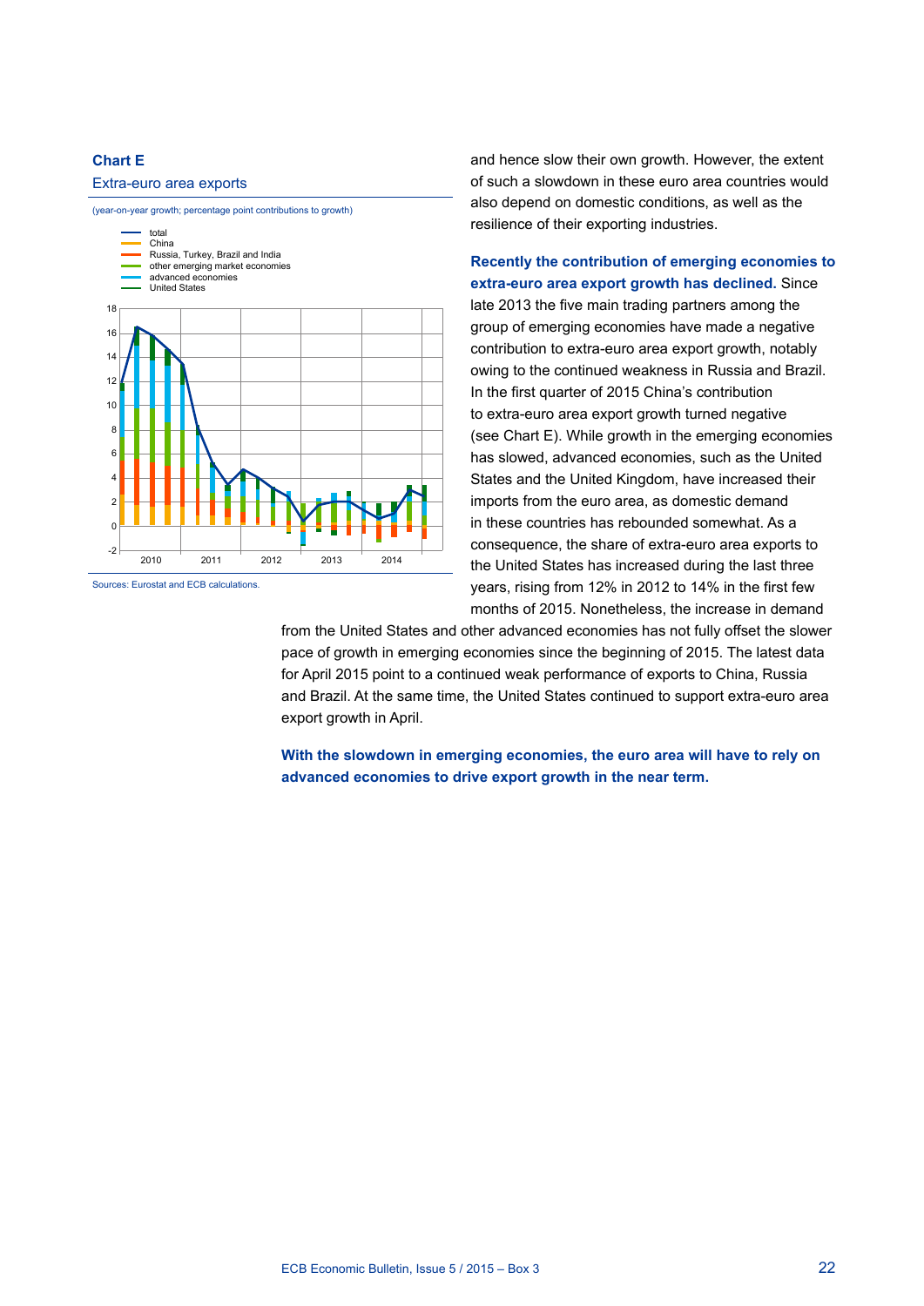**Chart E**

Extra-euro area exports

(year-on-year growth; percentage point contributions to growth)

total
China
Russia, Turkey, Brazil and India
other emerging market economies
advanced economies
United States

18
16
14
12
10
8
6
4
2
0
-2

2010
2011
2012
2013
2014

Sources: Eurostat and ECB calculations.

and hence slow their own growth. However, the extent of such a slowdown in these euro area countries would also depend on domestic conditions, as well as the resilience of their exporting industries.

**Recently the contribution of emerging economies to extra-euro area export growth has declined.** Since late 2013 the five main trading partners among the group of emerging economies have made a negative contribution to extra-euro area export growth, notably owing to the continued weakness in Russia and Brazil. In the first quarter of 2015 China's contribution to extra-euro area export growth turned negative (see Chart E). While growth in the emerging economies has slowed, advanced economies, such as the United States and the United Kingdom, have increased their imports from the euro area, as domestic demand in these countries has rebounded somewhat. As a consequence, the share of extra-euro area exports to the United States has increased during the last three years, rising from 12% in 2012 to 14% in the first few months of 2015. Nonetheless, the increase in demand from the United States and other advanced economies has not fully offset the slower pace of growth in emerging economies since the beginning of 2015. The latest data for April 2015 point to a continued weak performance of exports to China, Russia and Brazil. At the same time, the United States continued to support extra-euro area export growth in April.

**With the slowdown in emerging economies, the euro area will have to rely on advanced economies to drive export growth in the near term.**